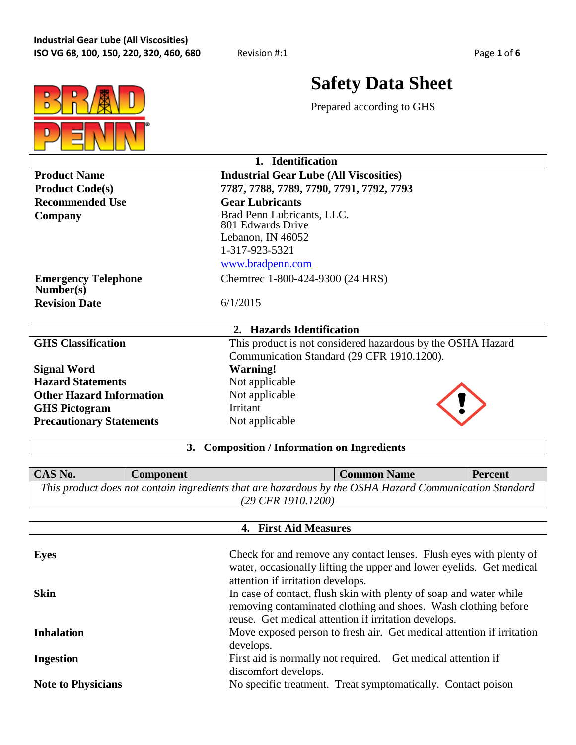# Safety Data Sheet

Prepared according to GHS

## 1. Identification

| | |
|---|---|
| **Product Name** | **Industrial Gear Lube (All Viscosities)** |
| **Product Code(s)** | **7787, 7788, 7789, 7790, 7791, 7792, 7793** |
| **Recommended Use** | **Gear Lubricants** |
| **Company** | Brad Penn Lubricants, LLC.<br>801 Edwards Drive<br>Lebanon, IN 46052<br>1-317-923-5321<br>www.bradpenn.com |
| **Emergency Telephone Number(s)** | Chemtrec 1-800-424-9300 (24 HRS) |
| **Revision Date** | 6/1/2015 |

## 2. Hazards Identification

| | |
|---|---|
| **GHS Classification** | This product is not considered hazardous by the OSHA Hazard Communication Standard (29 CFR 1910.1200). |
| **Signal Word** | **Warning!** |
| **Hazard Statements** | Not applicable |
| **Other Hazard Information** | Not applicable |
| **GHS Pictogram** | Irritant |
| **Precautionary Statements** | Not applicable |

## 3. Composition / Information on Ingredients

| CAS No. | Component | Common Name | Percent |
|---|---|---|---|
| *This product does not contain ingredients that are hazardous by the OSHA Hazard Communication Standard (29 CFR 1910.1200)* | | | |

## 4. First Aid Measures

| | |
|---|---|
| **Eyes** | Check for and remove any contact lenses. Flush eyes with plenty of water, occasionally lifting the upper and lower eyelids. Get medical attention if irritation develops. |
| **Skin** | In case of contact, flush skin with plenty of soap and water while removing contaminated clothing and shoes. Wash clothing before reuse. Get medical attention if irritation develops. |
| **Inhalation** | Move exposed person to fresh air. Get medical attention if irritation develops. |
| **Ingestion** | First aid is normally not required. Get medical attention if discomfort develops. |
| **Note to Physicians** | No specific treatment. Treat symptomatically. Contact poison |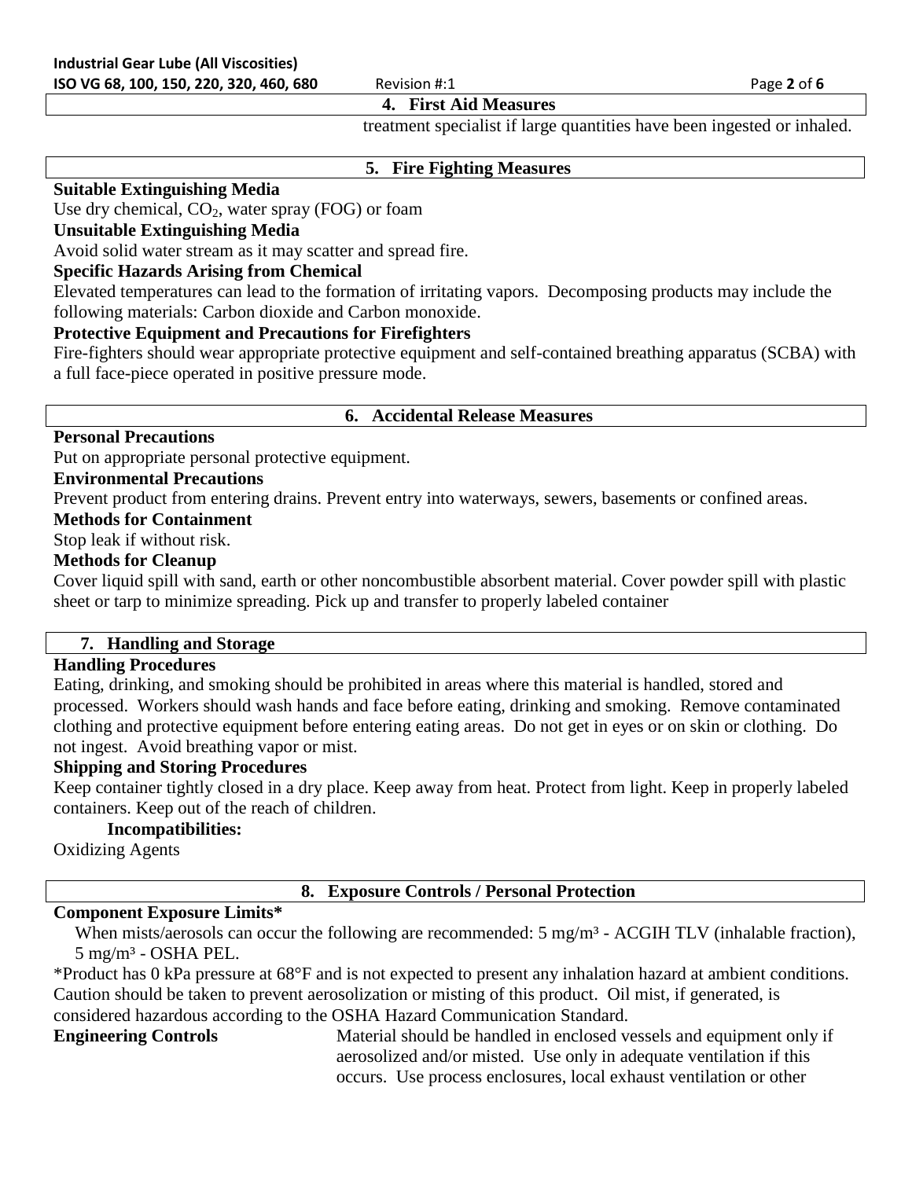## 4. First Aid Measures

treatment specialist if large quantities have been ingested or inhaled.

## 5. Fire Fighting Measures

**Suitable Extinguishing Media**

Use dry chemical, $CO_2$, water spray (FOG) or foam

**Unsuitable Extinguishing Media**

Avoid solid water stream as it may scatter and spread fire.

**Specific Hazards Arising from Chemical**

Elevated temperatures can lead to the formation of irritating vapors. Decomposing products may include the following materials: Carbon dioxide and Carbon monoxide.

**Protective Equipment and Precautions for Firefighters**

Fire-fighters should wear appropriate protective equipment and self-contained breathing apparatus (SCBA) with a full face-piece operated in positive pressure mode.

## 6. Accidental Release Measures

**Personal Precautions**

Put on appropriate personal protective equipment.

**Environmental Precautions**

Prevent product from entering drains. Prevent entry into waterways, sewers, basements or confined areas.

**Methods for Containment**

Stop leak if without risk.

**Methods for Cleanup**

Cover liquid spill with sand, earth or other noncombustible absorbent material. Cover powder spill with plastic sheet or tarp to minimize spreading. Pick up and transfer to properly labeled container

## 7. Handling and Storage

**Handling Procedures**

Eating, drinking, and smoking should be prohibited in areas where this material is handled, stored and processed. Workers should wash hands and face before eating, drinking and smoking. Remove contaminated clothing and protective equipment before entering eating areas. Do not get in eyes or on skin or clothing. Do not ingest. Avoid breathing vapor or mist.

**Shipping and Storing Procedures**

Keep container tightly closed in a dry place. Keep away from heat. Protect from light. Keep in properly labeled containers. Keep out of the reach of children.

**Incompatibilities:**

Oxidizing Agents

## 8. Exposure Controls / Personal Protection

**Component Exposure Limits***

When mists/aerosols can occur the following are recommended: 5 mg/m³ - ACGIH TLV (inhalable fraction), 5 mg/m³ - OSHA PEL.

*Product has 0 kPa pressure at 68°F and is not expected to present any inhalation hazard at ambient conditions. Caution should be taken to prevent aerosolization or misting of this product. Oil mist, if generated, is considered hazardous according to the OSHA Hazard Communication Standard.

**Engineering Controls** Material should be handled in enclosed vessels and equipment only if aerosolized and/or misted. Use only in adequate ventilation if this occurs. Use process enclosures, local exhaust ventilation or other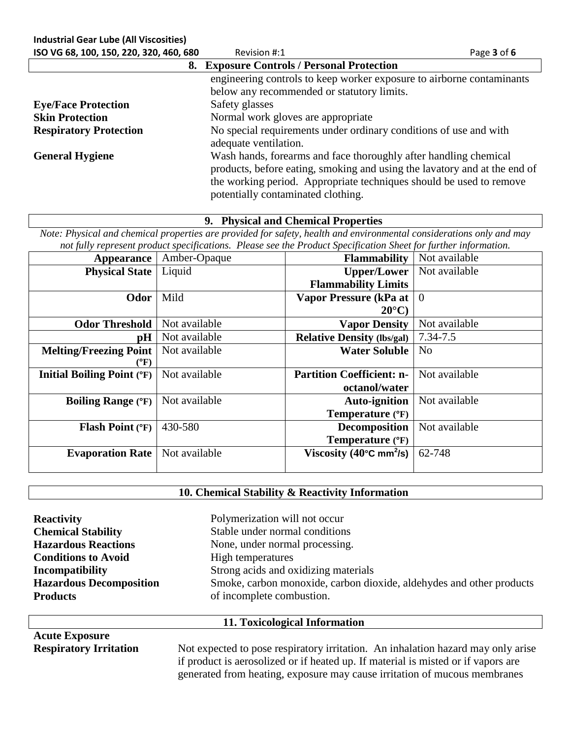## 8. Exposure Controls / Personal Protection

engineering controls to keep worker exposure to airborne contaminants below any recommended or statutory limits.

**Eye/Face Protection** Safety glasses

**Skin Protection** Normal work gloves are appropriate

**Respiratory Protection** No special requirements under ordinary conditions of use and with adequate ventilation.

**General Hygiene** Wash hands, forearms and face thoroughly after handling chemical products, before eating, smoking and using the lavatory and at the end of the working period. Appropriate techniques should be used to remove potentially contaminated clothing.

## 9. Physical and Chemical Properties

*Note: Physical and chemical properties are provided for safety, health and environmental considerations only and may not fully represent product specifications. Please see the Product Specification Sheet for further information.*

| | | | |
|---|---|---|---|
| **Appearance** | Amber-Opaque | **Flammability** | Not available |
| **Physical State** | Liquid | **Upper/Lower Flammability Limits** | Not available |
| **Odor** | Mild | **Vapor Pressure (kPa at 20°C)** | 0 |
| **Odor Threshold** | Not available | **Vapor Density** | Not available |
| **pH** | Not available | **Relative Density (lbs/gal)** | 7.34-7.5 |
| **Melting/Freezing Point (°F)** | Not available | **Water Soluble** | No |
| **Initial Boiling Point (°F)** | Not available | **Partition Coefficient: n-octanol/water** | Not available |
| **Boiling Range (°F)** | Not available | **Auto-ignition Temperature (°F)** | Not available |
| **Flash Point (°F)** | 430-580 | **Decomposition Temperature (°F)** | Not available |
| **Evaporation Rate** | Not available | **Viscosity (40°C $mm^2/s$)** | 62-748 |

## 10. Chemical Stability & Reactivity Information

**Reactivity** Polymerization will not occur

**Chemical Stability** Stable under normal conditions

**Hazardous Reactions** None, under normal processing.

**Conditions to Avoid** High temperatures

**Incompatibility** Strong acids and oxidizing materials

**Hazardous Decomposition Products** Smoke, carbon monoxide, carbon dioxide, aldehydes and other products of incomplete combustion.

## 11. Toxicological Information

**Acute Exposure**

**Respiratory Irritation** Not expected to pose respiratory irritation. An inhalation hazard may only arise if product is aerosolized or if heated up. If material is misted or if vapors are generated from heating, exposure may cause irritation of mucous membranes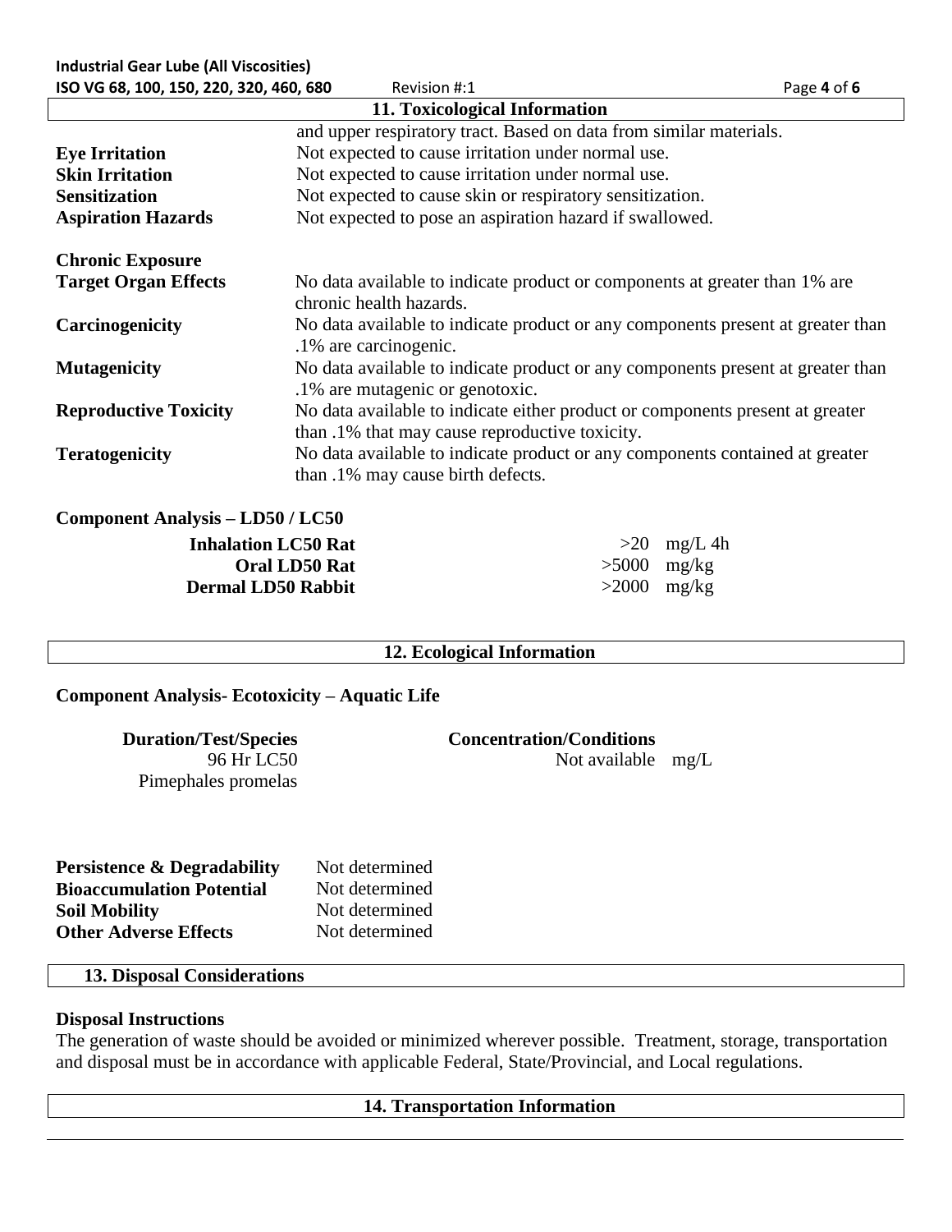## 11. Toxicological Information

and upper respiratory tract. Based on data from similar materials.

| | |
|---|---|
| **Eye Irritation** | Not expected to cause irritation under normal use. |
| **Skin Irritation** | Not expected to cause irritation under normal use. |
| **Sensitization** | Not expected to cause skin or respiratory sensitization. |
| **Aspiration Hazards** | Not expected to pose an aspiration hazard if swallowed. |

**Chronic Exposure**

| | |
|---|---|
| **Target Organ Effects** | No data available to indicate product or components at greater than 1% are chronic health hazards. |
| **Carcinogenicity** | No data available to indicate product or any components present at greater than .1% are carcinogenic. |
| **Mutagenicity** | No data available to indicate product or any components present at greater than .1% are mutagenic or genotoxic. |
| **Reproductive Toxicity** | No data available to indicate either product or components present at greater than .1% that may cause reproductive toxicity. |
| **Teratogenicity** | No data available to indicate product or any components contained at greater than .1% may cause birth defects. |

**Component Analysis – LD50 / LC50**

| | | |
|---|---|---|
| **Inhalation LC50 Rat** | >20 | mg/L 4h |
| **Oral LD50 Rat** | >5000 | mg/kg |
| **Dermal LD50 Rabbit** | >2000 | mg/kg |

## 12. Ecological Information

**Component Analysis- Ecotoxicity – Aquatic Life**

| Duration/Test/Species | Concentration/Conditions |
|---|---|
| 96 Hr LC50 Pimephales promelas | Not available mg/L |

| | |
|---|---|
| **Persistence & Degradability** | Not determined |
| **Bioaccumulation Potential** | Not determined |
| **Soil Mobility** | Not determined |
| **Other Adverse Effects** | Not determined |

## 13. Disposal Considerations

**Disposal Instructions**

The generation of waste should be avoided or minimized wherever possible. Treatment, storage, transportation and disposal must be in accordance with applicable Federal, State/Provincial, and Local regulations.

## 14. Transportation Information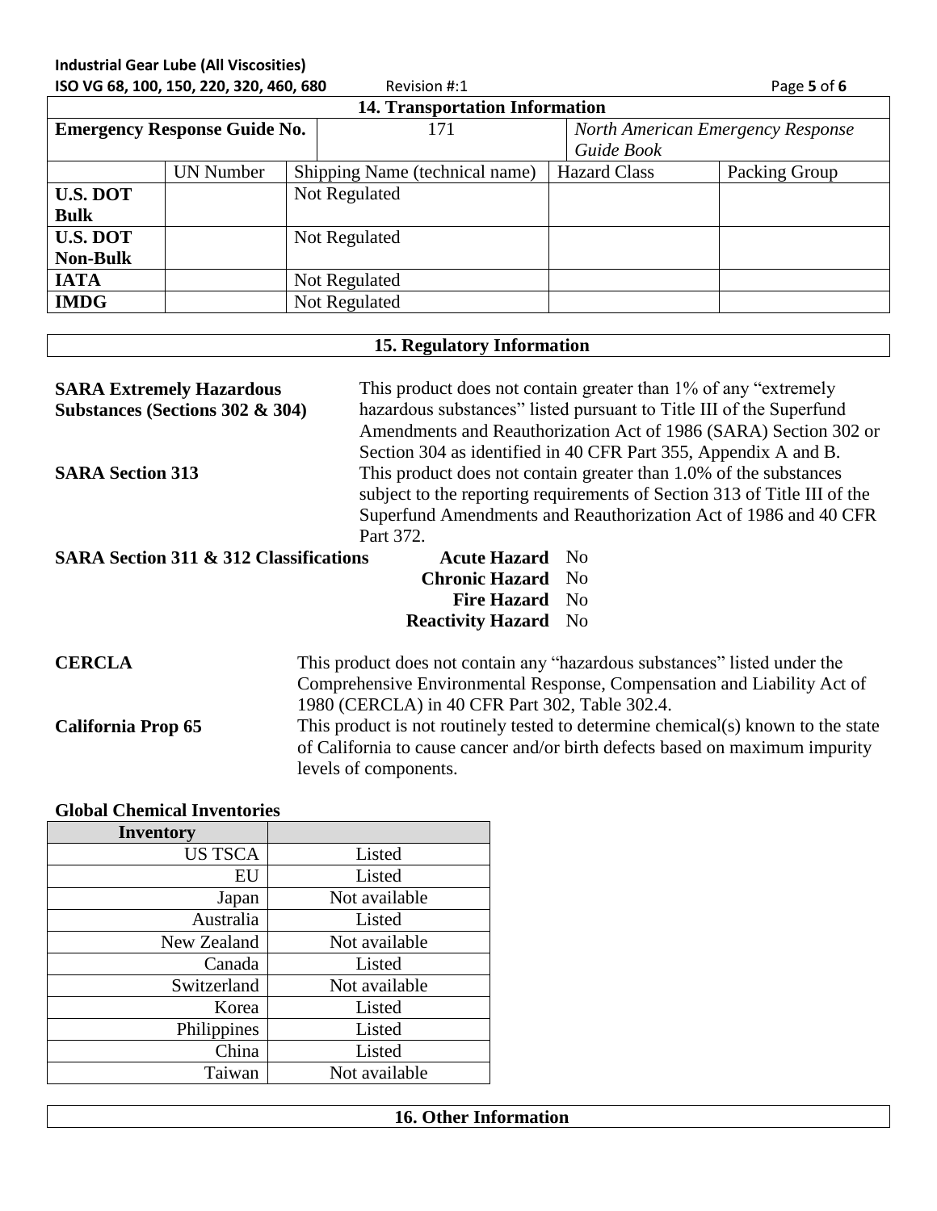## 14. Transportation Information

| Emergency Response Guide No. | | 171 | *North American Emergency Response Guide Book* | |
|---|---|---|---|---|
| | UN Number | Shipping Name (technical name) | Hazard Class | Packing Group |
| **U.S. DOT Bulk** | | Not Regulated | | |
| **U.S. DOT Non-Bulk** | | Not Regulated | | |
| **IATA** | | Not Regulated | | |
| **IMDG** | | Not Regulated | | |

## 15. Regulatory Information

**SARA Extremely Hazardous Substances (Sections 302 & 304)**
This product does not contain greater than 1% of any "extremely hazardous substances" listed pursuant to Title III of the Superfund Amendments and Reauthorization Act of 1986 (SARA) Section 302 or Section 304 as identified in 40 CFR Part 355, Appendix A and B.

**SARA Section 313**
This product does not contain greater than 1.0% of the substances subject to the reporting requirements of Section 313 of Title III of the Superfund Amendments and Reauthorization Act of 1986 and 40 CFR Part 372.

**SARA Section 311 & 312 Classifications**

| | |
|---|---|
| **Acute Hazard** | No |
| **Chronic Hazard** | No |
| **Fire Hazard** | No |
| **Reactivity Hazard** | No |

**CERCLA**
This product does not contain any "hazardous substances" listed under the Comprehensive Environmental Response, Compensation and Liability Act of 1980 (CERCLA) in 40 CFR Part 302, Table 302.4.

**California Prop 65**
This product is not routinely tested to determine chemical(s) known to the state of California to cause cancer and/or birth defects based on maximum impurity levels of components.

**Global Chemical Inventories**

| Inventory | |
|---|---|
| US TSCA | Listed |
| EU | Listed |
| Japan | Not available |
| Australia | Listed |
| New Zealand | Not available |
| Canada | Listed |
| Switzerland | Not available |
| Korea | Listed |
| Philippines | Listed |
| China | Listed |
| Taiwan | Not available |

## 16. Other Information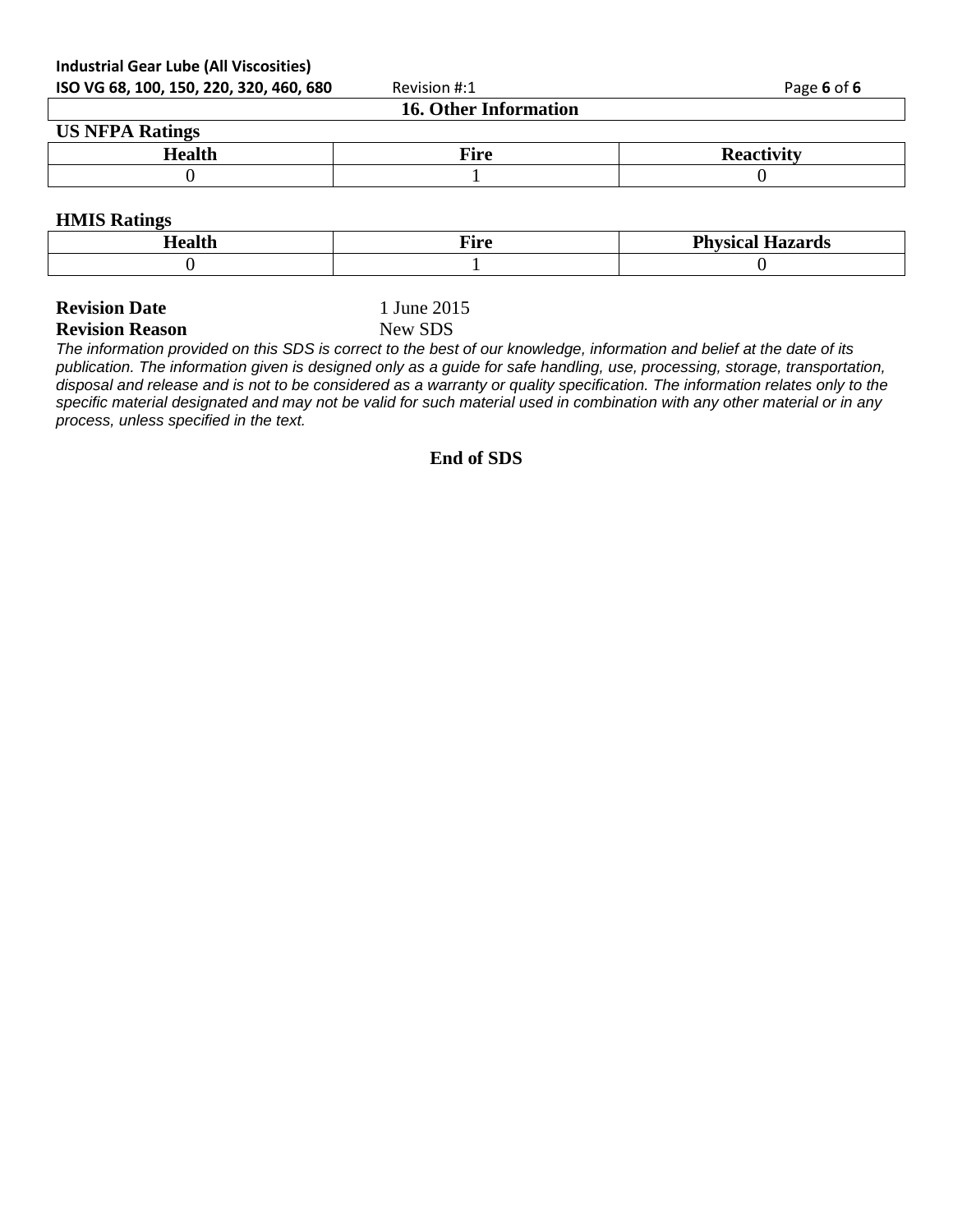## 16. Other Information

**US NFPA Ratings**

| Health | Fire | Reactivity |
|---|---|---|
| 0 | 1 | 0 |

**HMIS Ratings**

| Health | Fire | Physical Hazards |
|---|---|---|
| 0 | 1 | 0 |

**Revision Date** 1 June 2015

**Revision Reason** New SDS

*The information provided on this SDS is correct to the best of our knowledge, information and belief at the date of its publication. The information given is designed only as a guide for safe handling, use, processing, storage, transportation, disposal and release and is not to be considered as a warranty or quality specification. The information relates only to the specific material designated and may not be valid for such material used in combination with any other material or in any process, unless specified in the text.*

**End of SDS**